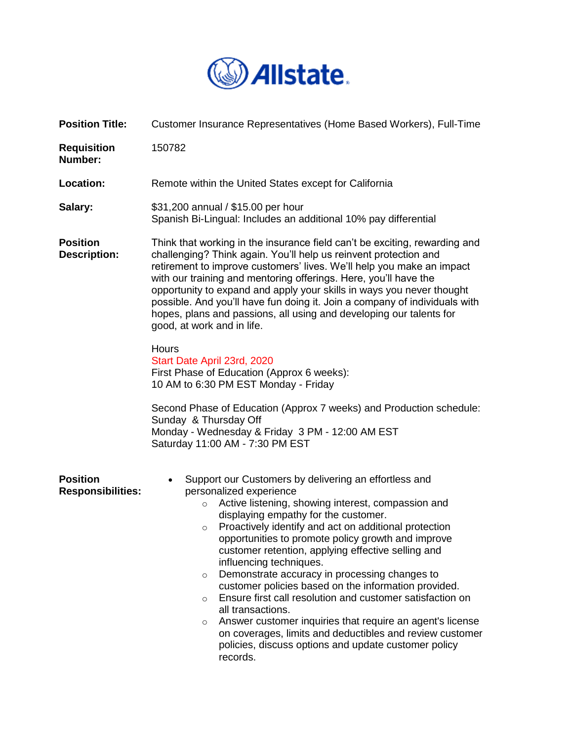Allstate

**Position Title:** Customer Insurance Representatives (Home Based Workers), Full-Time

**Requisition Number:** 150782

**Location:** Remote within the United States except for California

**Salary:** $31,200 annual / $15.00 per hour
Spanish Bi-Lingual: Includes an additional 10% pay differential

**Position Description:** Think that working in the insurance field can't be exciting, rewarding and challenging? Think again. You'll help us reinvent protection and retirement to improve customers' lives. We'll help you make an impact with our training and mentoring offerings. Here, you'll have the opportunity to expand and apply your skills in ways you never thought possible. And you'll have fun doing it. Join a company of individuals with hopes, plans and passions, all using and developing our talents for good, at work and in life.

Hours
Start Date April 23rd, 2020
First Phase of Education (Approx 6 weeks):
10 AM to 6:30 PM EST Monday - Friday

Second Phase of Education (Approx 7 weeks) and Production schedule:
Sunday & Thursday Off
Monday - Wednesday & Friday 3 PM - 12:00 AM EST
Saturday 11:00 AM - 7:30 PM EST

**Position Responsibilities:**

- Support our Customers by delivering an effortless and personalized experience
  - Active listening, showing interest, compassion and displaying empathy for the customer.
  - Proactively identify and act on additional protection opportunities to promote policy growth and improve customer retention, applying effective selling and influencing techniques.
  - Demonstrate accuracy in processing changes to customer policies based on the information provided.
  - Ensure first call resolution and customer satisfaction on all transactions.
  - Answer customer inquiries that require an agent's license on coverages, limits and deductibles and review customer policies, discuss options and update customer policy records.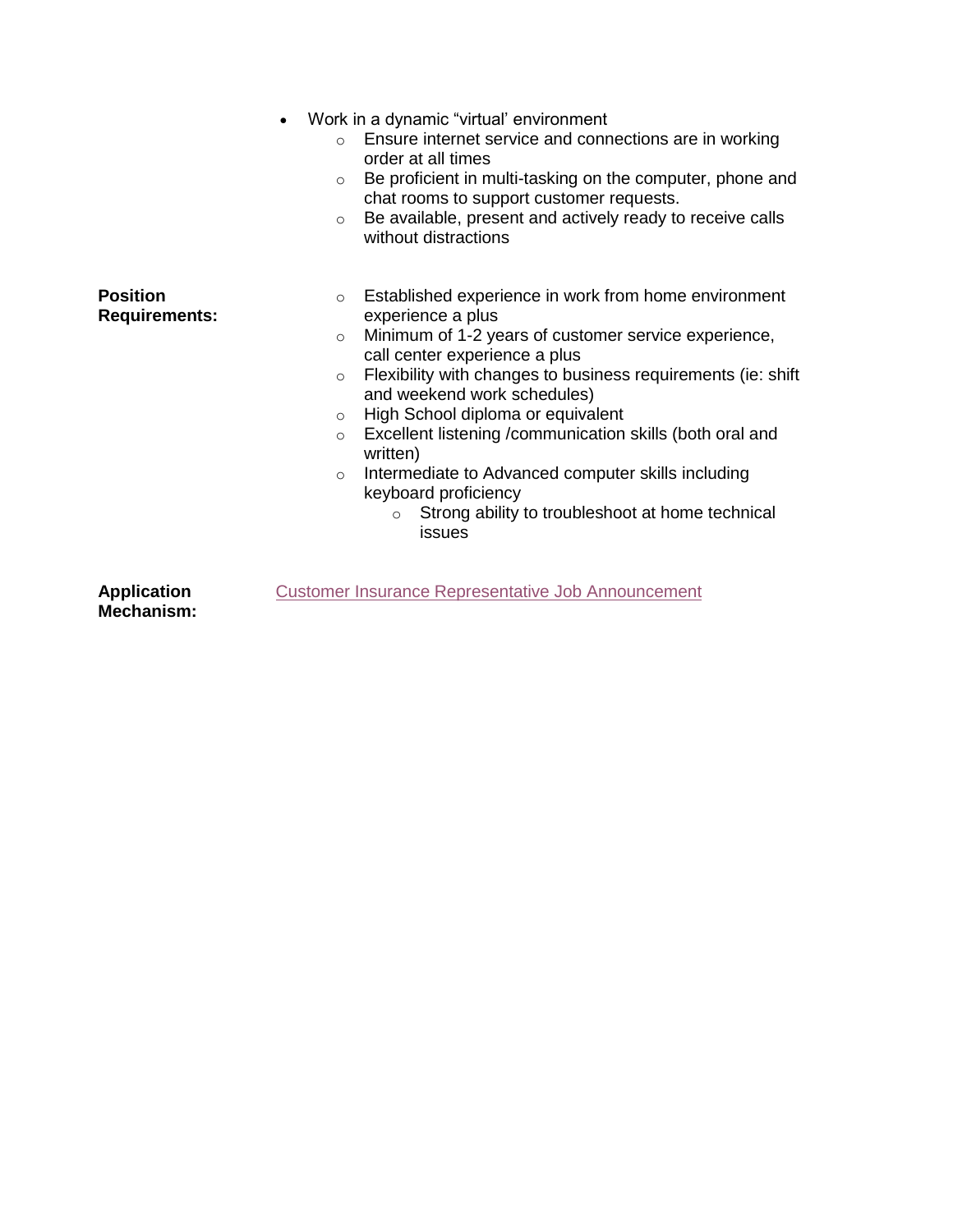- Work in a dynamic "virtual' environment
  - Ensure internet service and connections are in working order at all times
  - Be proficient in multi-tasking on the computer, phone and chat rooms to support customer requests.
  - Be available, present and actively ready to receive calls without distractions

**Position Requirements:**

- Established experience in work from home environment experience a plus
- Minimum of 1-2 years of customer service experience, call center experience a plus
- Flexibility with changes to business requirements (ie: shift and weekend work schedules)
- High School diploma or equivalent
- Excellent listening /communication skills (both oral and written)
- Intermediate to Advanced computer skills including keyboard proficiency
  - Strong ability to troubleshoot at home technical issues

**Application Mechanism:** Customer Insurance Representative Job Announcement